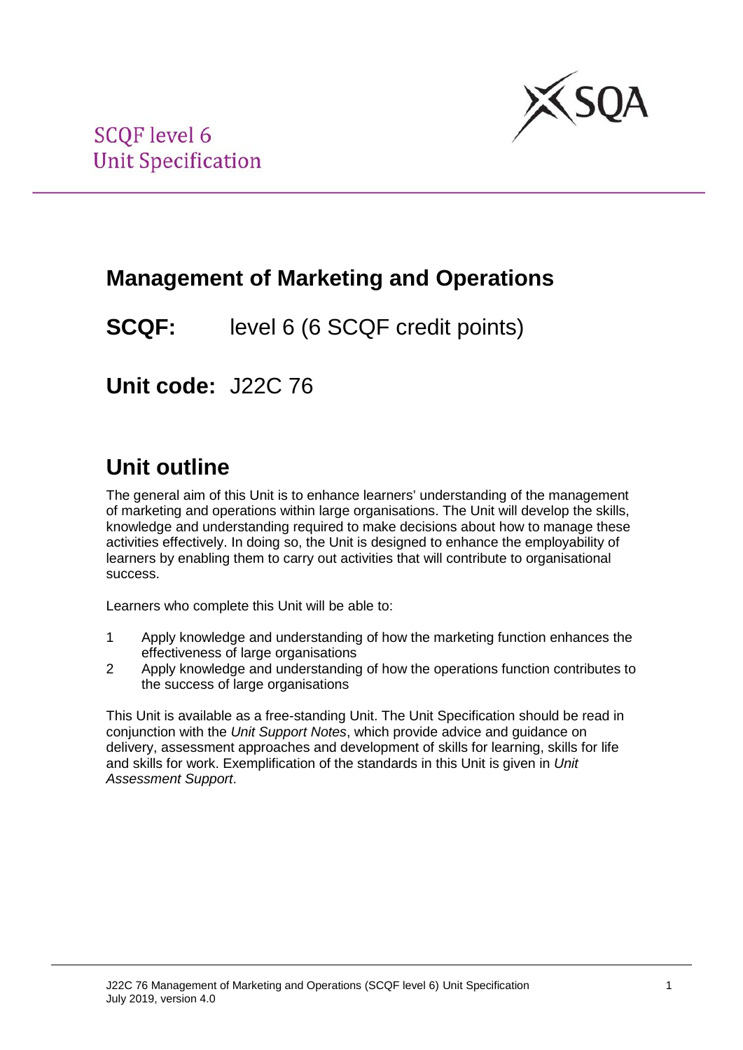SCQF level 6
Unit Specification

# Management of Marketing and Operations

## SCQF: level 6 (6 SCQF credit points)

## Unit code: J22C 76

## Unit outline

The general aim of this Unit is to enhance learners' understanding of the management of marketing and operations within large organisations. The Unit will develop the skills, knowledge and understanding required to make decisions about how to manage these activities effectively. In doing so, the Unit is designed to enhance the employability of learners by enabling them to carry out activities that will contribute to organisational success.

Learners who complete this Unit will be able to:

1. Apply knowledge and understanding of how the marketing function enhances the effectiveness of large organisations
2. Apply knowledge and understanding of how the operations function contributes to the success of large organisations

This Unit is available as a free-standing Unit. The Unit Specification should be read in conjunction with the *Unit Support Notes*, which provide advice and guidance on delivery, assessment approaches and development of skills for learning, skills for life and skills for work. Exemplification of the standards in this Unit is given in *Unit Assessment Support*.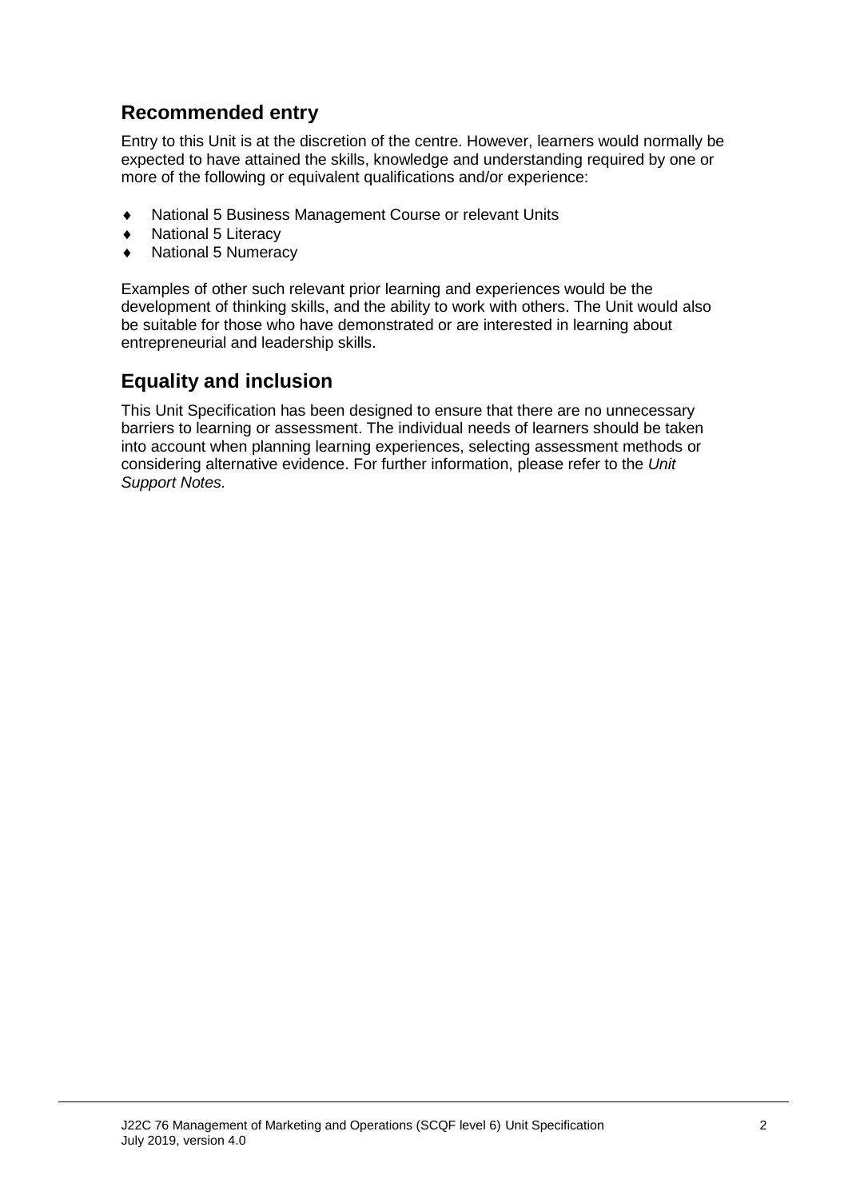## Recommended entry

Entry to this Unit is at the discretion of the centre. However, learners would normally be expected to have attained the skills, knowledge and understanding required by one or more of the following or equivalent qualifications and/or experience:

- National 5 Business Management Course or relevant Units
- National 5 Literacy
- National 5 Numeracy

Examples of other such relevant prior learning and experiences would be the development of thinking skills, and the ability to work with others. The Unit would also be suitable for those who have demonstrated or are interested in learning about entrepreneurial and leadership skills.

## Equality and inclusion

This Unit Specification has been designed to ensure that there are no unnecessary barriers to learning or assessment. The individual needs of learners should be taken into account when planning learning experiences, selecting assessment methods or considering alternative evidence. For further information, please refer to the *Unit Support Notes.*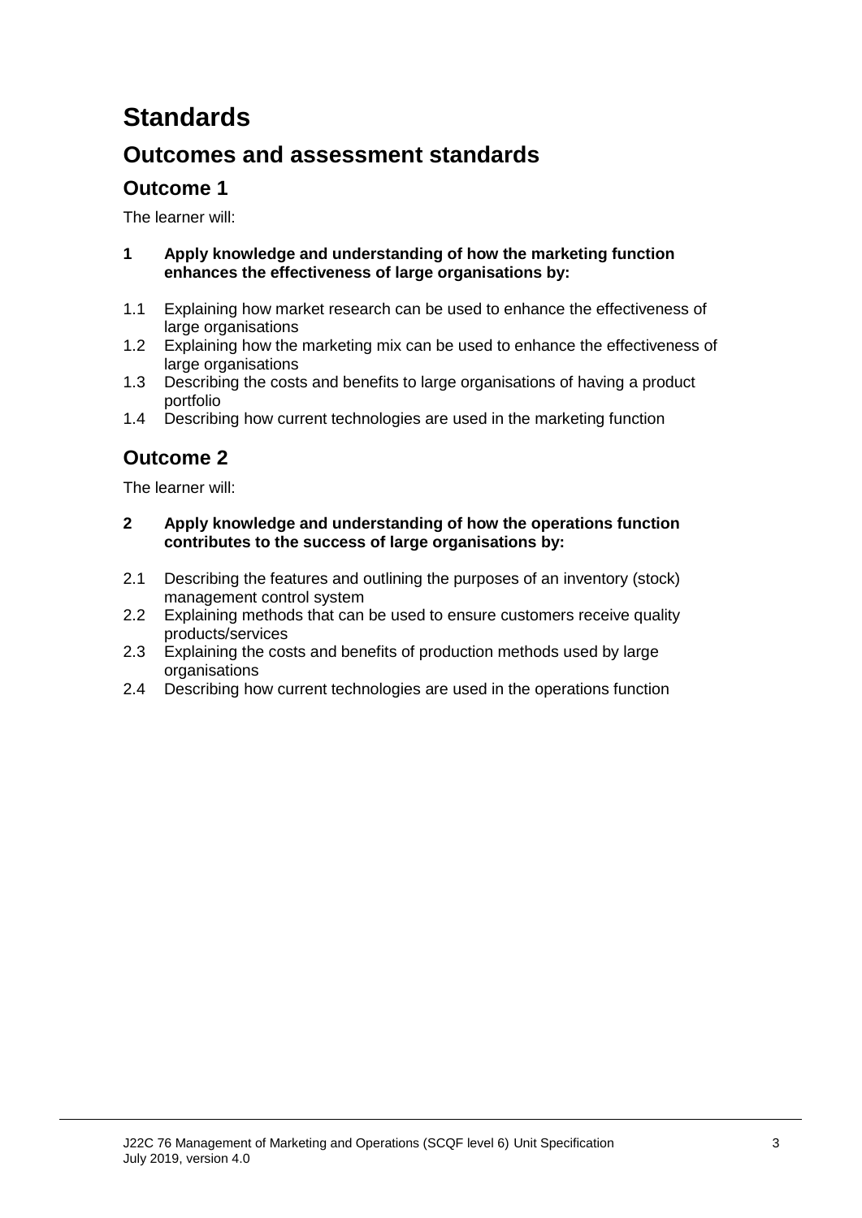# Standards

## Outcomes and assessment standards

### Outcome 1

The learner will:

**1 Apply knowledge and understanding of how the marketing function enhances the effectiveness of large organisations by:**

1.1 Explaining how market research can be used to enhance the effectiveness of large organisations
1.2 Explaining how the marketing mix can be used to enhance the effectiveness of large organisations
1.3 Describing the costs and benefits to large organisations of having a product portfolio
1.4 Describing how current technologies are used in the marketing function

### Outcome 2

The learner will:

**2 Apply knowledge and understanding of how the operations function contributes to the success of large organisations by:**

2.1 Describing the features and outlining the purposes of an inventory (stock) management control system
2.2 Explaining methods that can be used to ensure customers receive quality products/services
2.3 Explaining the costs and benefits of production methods used by large organisations
2.4 Describing how current technologies are used in the operations function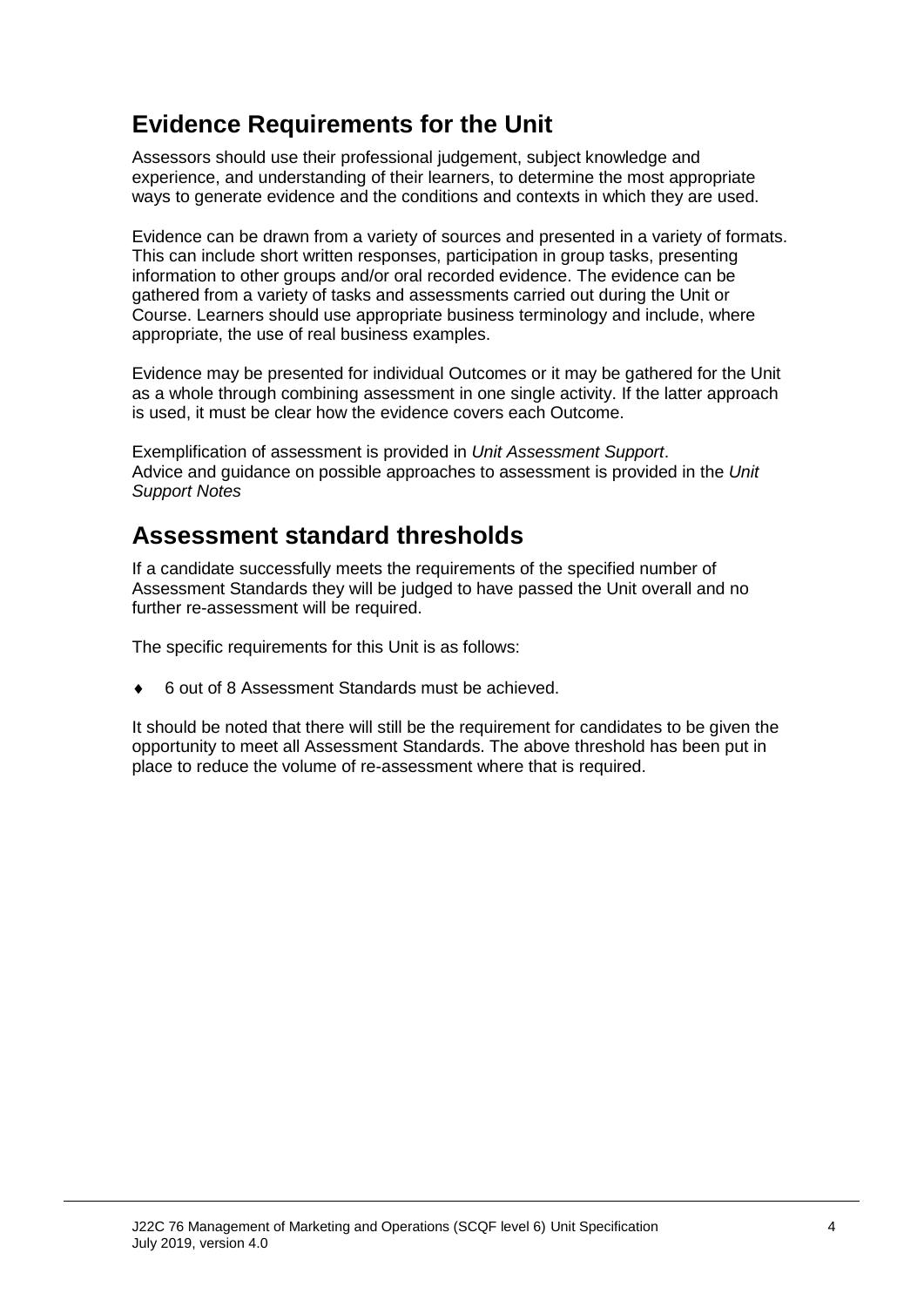## Evidence Requirements for the Unit

Assessors should use their professional judgement, subject knowledge and experience, and understanding of their learners, to determine the most appropriate ways to generate evidence and the conditions and contexts in which they are used.

Evidence can be drawn from a variety of sources and presented in a variety of formats. This can include short written responses, participation in group tasks, presenting information to other groups and/or oral recorded evidence. The evidence can be gathered from a variety of tasks and assessments carried out during the Unit or Course. Learners should use appropriate business terminology and include, where appropriate, the use of real business examples.

Evidence may be presented for individual Outcomes or it may be gathered for the Unit as a whole through combining assessment in one single activity. If the latter approach is used, it must be clear how the evidence covers each Outcome.

Exemplification of assessment is provided in *Unit Assessment Support*.
Advice and guidance on possible approaches to assessment is provided in the *Unit Support Notes*

## Assessment standard thresholds

If a candidate successfully meets the requirements of the specified number of Assessment Standards they will be judged to have passed the Unit overall and no further re-assessment will be required.

The specific requirements for this Unit is as follows:

- 6 out of 8 Assessment Standards must be achieved.

It should be noted that there will still be the requirement for candidates to be given the opportunity to meet all Assessment Standards. The above threshold has been put in place to reduce the volume of re-assessment where that is required.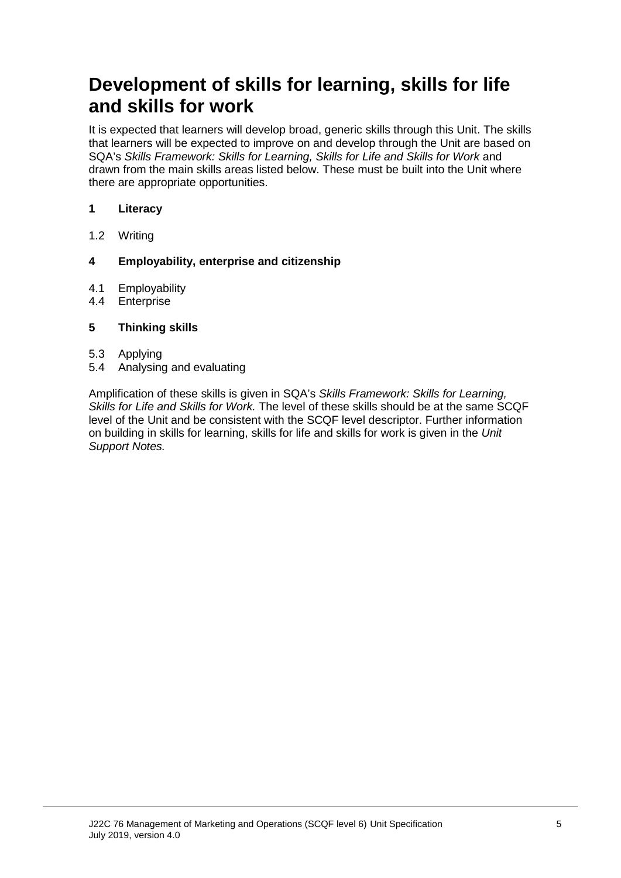# Development of skills for learning, skills for life and skills for work

It is expected that learners will develop broad, generic skills through this Unit. The skills that learners will be expected to improve on and develop through the Unit are based on SQA's *Skills Framework: Skills for Learning, Skills for Life and Skills for Work* and drawn from the main skills areas listed below. These must be built into the Unit where there are appropriate opportunities.

**1 Literacy**

1.2 Writing

**4 Employability, enterprise and citizenship**

4.1 Employability
4.4 Enterprise

**5 Thinking skills**

5.3 Applying
5.4 Analysing and evaluating

Amplification of these skills is given in SQA's *Skills Framework: Skills for Learning, Skills for Life and Skills for Work.* The level of these skills should be at the same SCQF level of the Unit and be consistent with the SCQF level descriptor. Further information on building in skills for learning, skills for life and skills for work is given in the *Unit Support Notes.*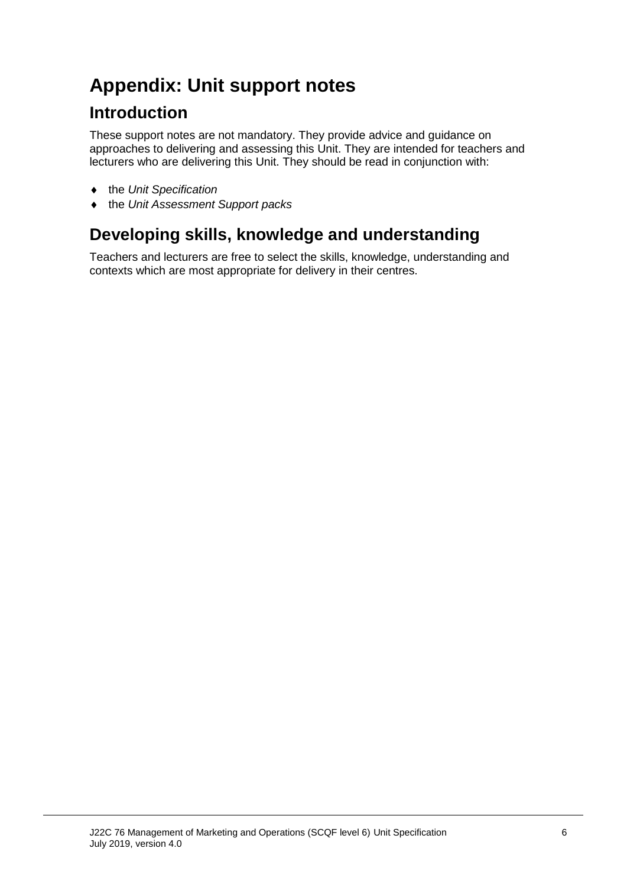# Appendix: Unit support notes

## Introduction

These support notes are not mandatory. They provide advice and guidance on approaches to delivering and assessing this Unit. They are intended for teachers and lecturers who are delivering this Unit. They should be read in conjunction with:

- the *Unit Specification*
- the *Unit Assessment Support packs*

## Developing skills, knowledge and understanding

Teachers and lecturers are free to select the skills, knowledge, understanding and contexts which are most appropriate for delivery in their centres.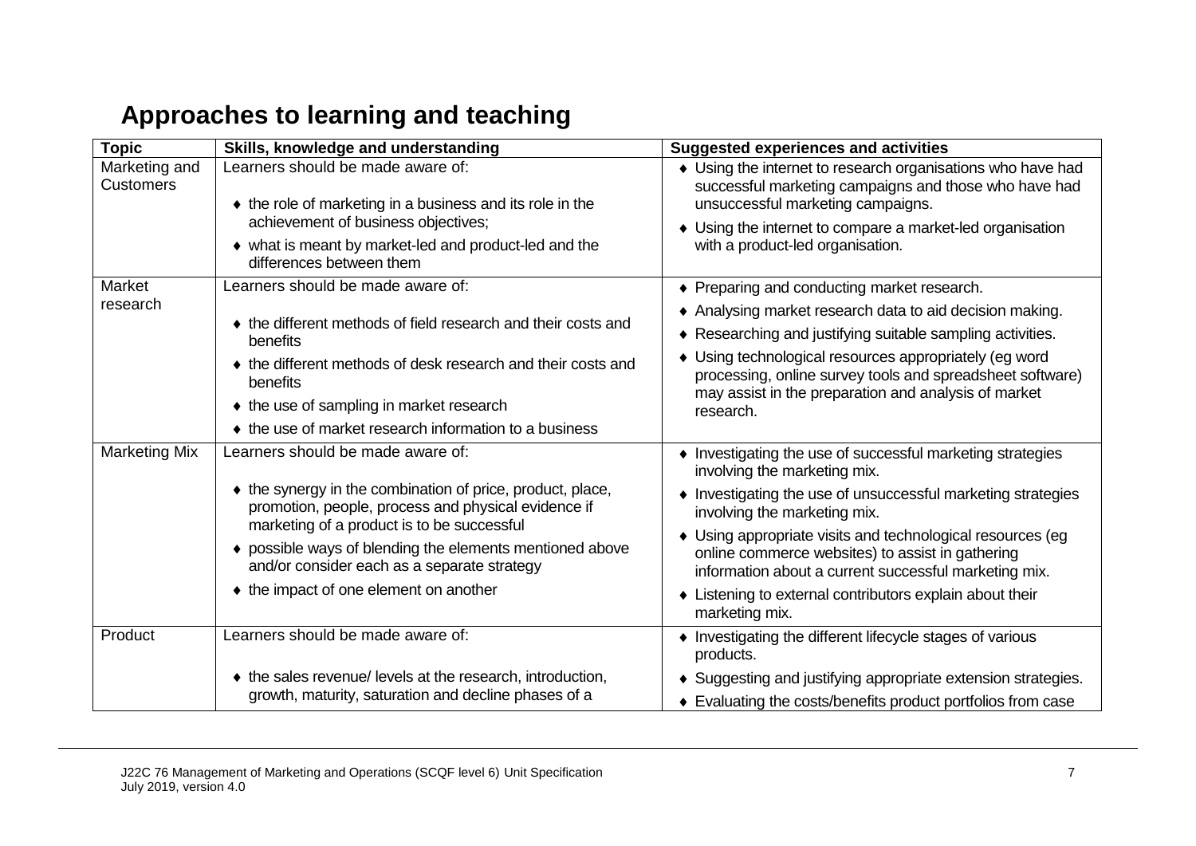## Approaches to learning and teaching

| Topic | Skills, knowledge and understanding | Suggested experiences and activities |
|---|---|---|
| Marketing and Customers | Learners should be made aware of:<br>♦ the role of marketing in a business and its role in the achievement of business objectives;<br>♦ what is meant by market-led and product-led and the differences between them | ♦ Using the internet to research organisations who have had successful marketing campaigns and those who have had unsuccessful marketing campaigns.<br>♦ Using the internet to compare a market-led organisation with a product-led organisation. |
| Market research | Learners should be made aware of:<br>♦ the different methods of field research and their costs and benefits<br>♦ the different methods of desk research and their costs and benefits<br>♦ the use of sampling in market research<br>♦ the use of market research information to a business | ♦ Preparing and conducting market research.<br>♦ Analysing market research data to aid decision making.<br>♦ Researching and justifying suitable sampling activities.<br>♦ Using technological resources appropriately (eg word processing, online survey tools and spreadsheet software) may assist in the preparation and analysis of market research. |
| Marketing Mix | Learners should be made aware of:<br>♦ the synergy in the combination of price, product, place, promotion, people, process and physical evidence if marketing of a product is to be successful<br>♦ possible ways of blending the elements mentioned above and/or consider each as a separate strategy<br>♦ the impact of one element on another | ♦ Investigating the use of successful marketing strategies involving the marketing mix.<br>♦ Investigating the use of unsuccessful marketing strategies involving the marketing mix.<br>♦ Using appropriate visits and technological resources (eg online commerce websites) to assist in gathering information about a current successful marketing mix.<br>♦ Listening to external contributors explain about their marketing mix. |
| Product | Learners should be made aware of:<br>♦ the sales revenue/ levels at the research, introduction, growth, maturity, saturation and decline phases of a | ♦ Investigating the different lifecycle stages of various products.<br>♦ Suggesting and justifying appropriate extension strategies.<br>♦ Evaluating the costs/benefits product portfolios from case |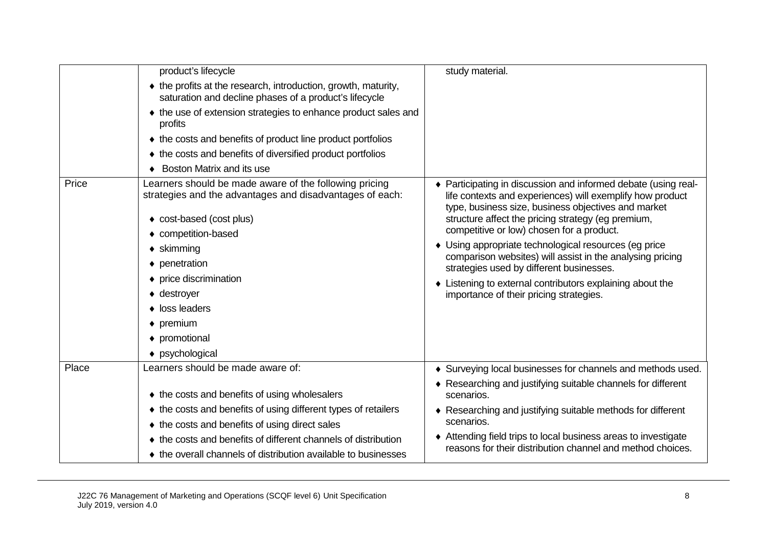| | | |
|---|---|---|
| | product's lifecycle<br>◆ the profits at the research, introduction, growth, maturity, saturation and decline phases of a product's lifecycle<br>◆ the use of extension strategies to enhance product sales and profits<br>◆ the costs and benefits of product line product portfolios<br>◆ the costs and benefits of diversified product portfolios<br>◆ Boston Matrix and its use | study material. |
| Price | Learners should be made aware of the following pricing strategies and the advantages and disadvantages of each:<br><br>◆ cost-based (cost plus)<br>◆ competition-based<br>◆ skimming<br>◆ penetration<br>◆ price discrimination<br>◆ destroyer<br>◆ loss leaders<br>◆ premium<br>◆ promotional<br>◆ psychological | ◆ Participating in discussion and informed debate (using real-life contexts and experiences) will exemplify how product type, business size, business objectives and market structure affect the pricing strategy (eg premium, competitive or low) chosen for a product.<br>◆ Using appropriate technological resources (eg price comparison websites) will assist in the analysing pricing strategies used by different businesses.<br>◆ Listening to external contributors explaining about the importance of their pricing strategies. |
| Place | Learners should be made aware of:<br><br>◆ the costs and benefits of using wholesalers<br>◆ the costs and benefits of using different types of retailers<br>◆ the costs and benefits of using direct sales<br>◆ the costs and benefits of different channels of distribution<br>◆ the overall channels of distribution available to businesses | ◆ Surveying local businesses for channels and methods used.<br>◆ Researching and justifying suitable channels for different scenarios.<br>◆ Researching and justifying suitable methods for different scenarios.<br>◆ Attending field trips to local business areas to investigate reasons for their distribution channel and method choices. |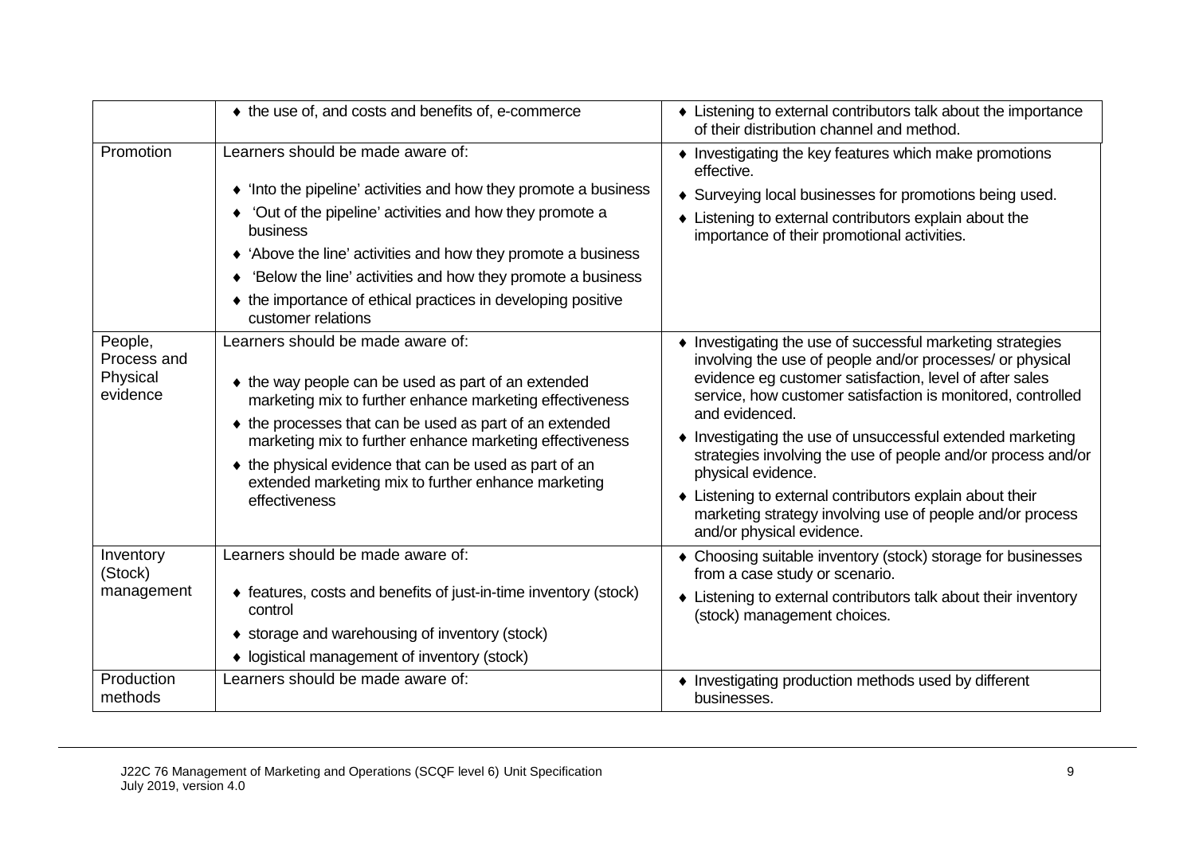| | | |
|---|---|---|
| | ♦ the use of, and costs and benefits of, e-commerce | ♦ Listening to external contributors talk about the importance of their distribution channel and method. |
| Promotion | Learners should be made aware of:<br><br>♦ 'Into the pipeline' activities and how they promote a business<br>♦ 'Out of the pipeline' activities and how they promote a business<br>♦ 'Above the line' activities and how they promote a business<br>♦ 'Below the line' activities and how they promote a business<br>♦ the importance of ethical practices in developing positive customer relations | ♦ Investigating the key features which make promotions effective.<br>♦ Surveying local businesses for promotions being used.<br>♦ Listening to external contributors explain about the importance of their promotional activities. |
| People, Process and Physical evidence | Learners should be made aware of:<br><br>♦ the way people can be used as part of an extended marketing mix to further enhance marketing effectiveness<br>♦ the processes that can be used as part of an extended marketing mix to further enhance marketing effectiveness<br>♦ the physical evidence that can be used as part of an extended marketing mix to further enhance marketing effectiveness | ♦ Investigating the use of successful marketing strategies involving the use of people and/or processes/ or physical evidence eg customer satisfaction, level of after sales service, how customer satisfaction is monitored, controlled and evidenced.<br>♦ Investigating the use of unsuccessful extended marketing strategies involving the use of people and/or process and/or physical evidence.<br>♦ Listening to external contributors explain about their marketing strategy involving use of people and/or process and/or physical evidence. |
| Inventory (Stock) management | Learners should be made aware of:<br><br>♦ features, costs and benefits of just-in-time inventory (stock) control<br>♦ storage and warehousing of inventory (stock)<br>♦ logistical management of inventory (stock) | ♦ Choosing suitable inventory (stock) storage for businesses from a case study or scenario.<br>♦ Listening to external contributors talk about their inventory (stock) management choices. |
| Production methods | Learners should be made aware of: | ♦ Investigating production methods used by different businesses. |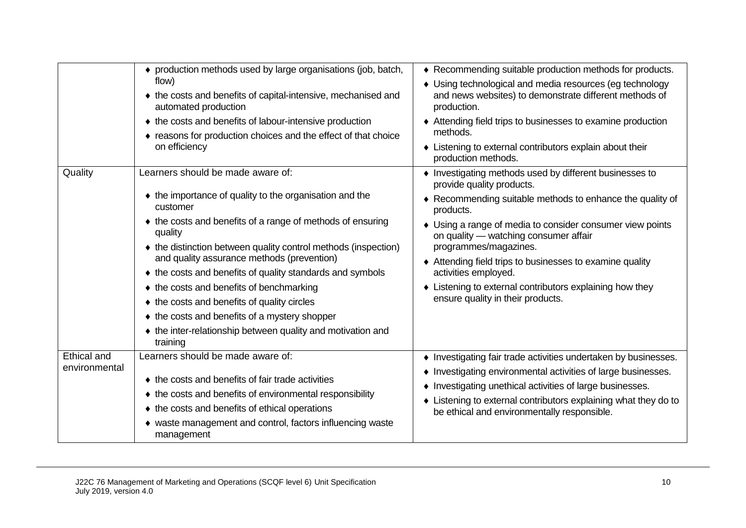| | | |
|---|---|---|
| | ♦ production methods used by large organisations (job, batch, flow)<br>♦ the costs and benefits of capital-intensive, mechanised and automated production<br>♦ the costs and benefits of labour-intensive production<br>♦ reasons for production choices and the effect of that choice on efficiency | ♦ Recommending suitable production methods for products.<br>♦ Using technological and media resources (eg technology and news websites) to demonstrate different methods of production.<br>♦ Attending field trips to businesses to examine production methods.<br>♦ Listening to external contributors explain about their production methods. |
| Quality | Learners should be made aware of:<br><br>♦ the importance of quality to the organisation and the customer<br>♦ the costs and benefits of a range of methods of ensuring quality<br>♦ the distinction between quality control methods (inspection) and quality assurance methods (prevention)<br>♦ the costs and benefits of quality standards and symbols<br>♦ the costs and benefits of benchmarking<br>♦ the costs and benefits of quality circles<br>♦ the costs and benefits of a mystery shopper<br>♦ the inter-relationship between quality and motivation and training | ♦ Investigating methods used by different businesses to provide quality products.<br>♦ Recommending suitable methods to enhance the quality of products.<br>♦ Using a range of media to consider consumer view points on quality — watching consumer affair programmes/magazines.<br>♦ Attending field trips to businesses to examine quality activities employed.<br>♦ Listening to external contributors explaining how they ensure quality in their products. |
| Ethical and environmental | Learners should be made aware of:<br><br>♦ the costs and benefits of fair trade activities<br>♦ the costs and benefits of environmental responsibility<br>♦ the costs and benefits of ethical operations<br>♦ waste management and control, factors influencing waste management | ♦ Investigating fair trade activities undertaken by businesses.<br>♦ Investigating environmental activities of large businesses.<br>♦ Investigating unethical activities of large businesses.<br>♦ Listening to external contributors explaining what they do to be ethical and environmentally responsible. |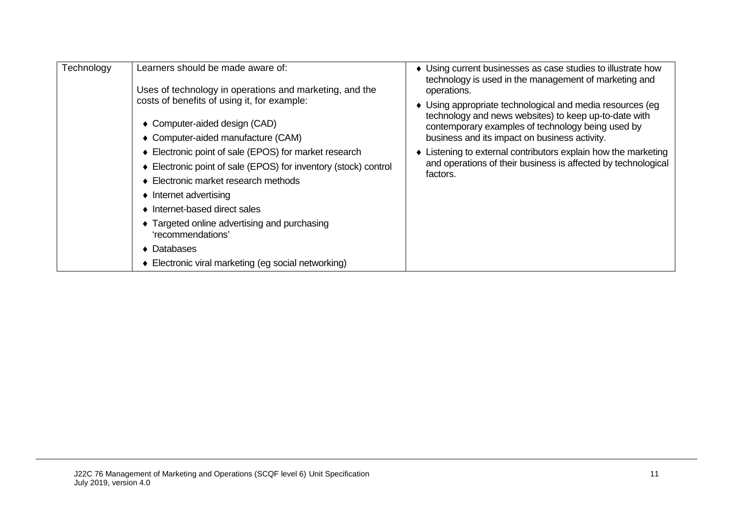| Technology | Learners should be made aware of:<br><br>Uses of technology in operations and marketing, and the costs of benefits of using it, for example:<br><br>♦ Computer-aided design (CAD)<br>♦ Computer-aided manufacture (CAM)<br>♦ Electronic point of sale (EPOS) for market research<br>♦ Electronic point of sale (EPOS) for inventory (stock) control<br>♦ Electronic market research methods<br>♦ Internet advertising<br>♦ Internet-based direct sales<br>♦ Targeted online advertising and purchasing 'recommendations'<br>♦ Databases<br>♦ Electronic viral marketing (eg social networking) | ♦ Using current businesses as case studies to illustrate how technology is used in the management of marketing and operations.<br>♦ Using appropriate technological and media resources (eg technology and news websites) to keep up-to-date with contemporary examples of technology being used by business and its impact on business activity.<br>♦ Listening to external contributors explain how the marketing and operations of their business is affected by technological factors. |
|---|---|---|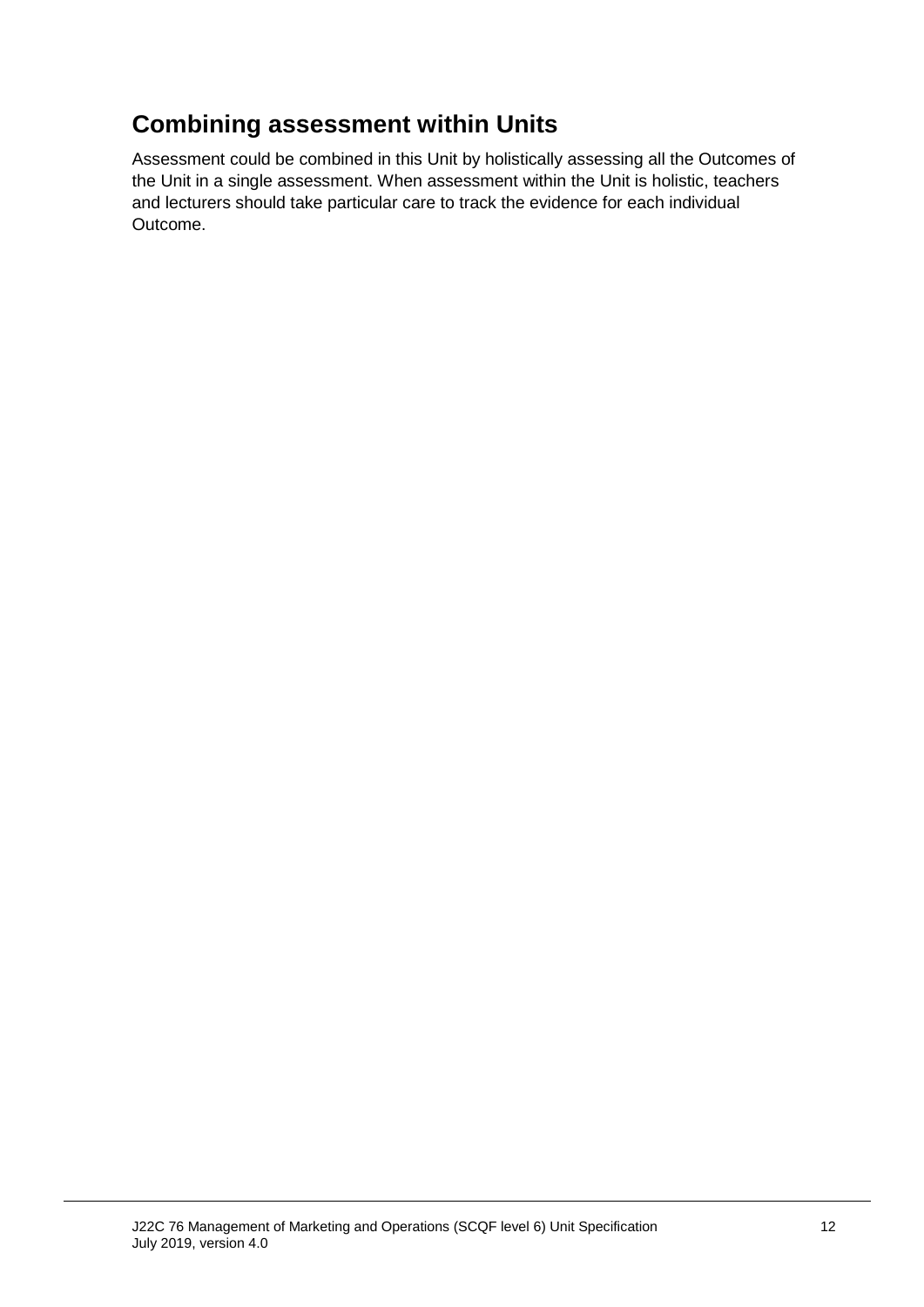## Combining assessment within Units

Assessment could be combined in this Unit by holistically assessing all the Outcomes of the Unit in a single assessment. When assessment within the Unit is holistic, teachers and lecturers should take particular care to track the evidence for each individual Outcome.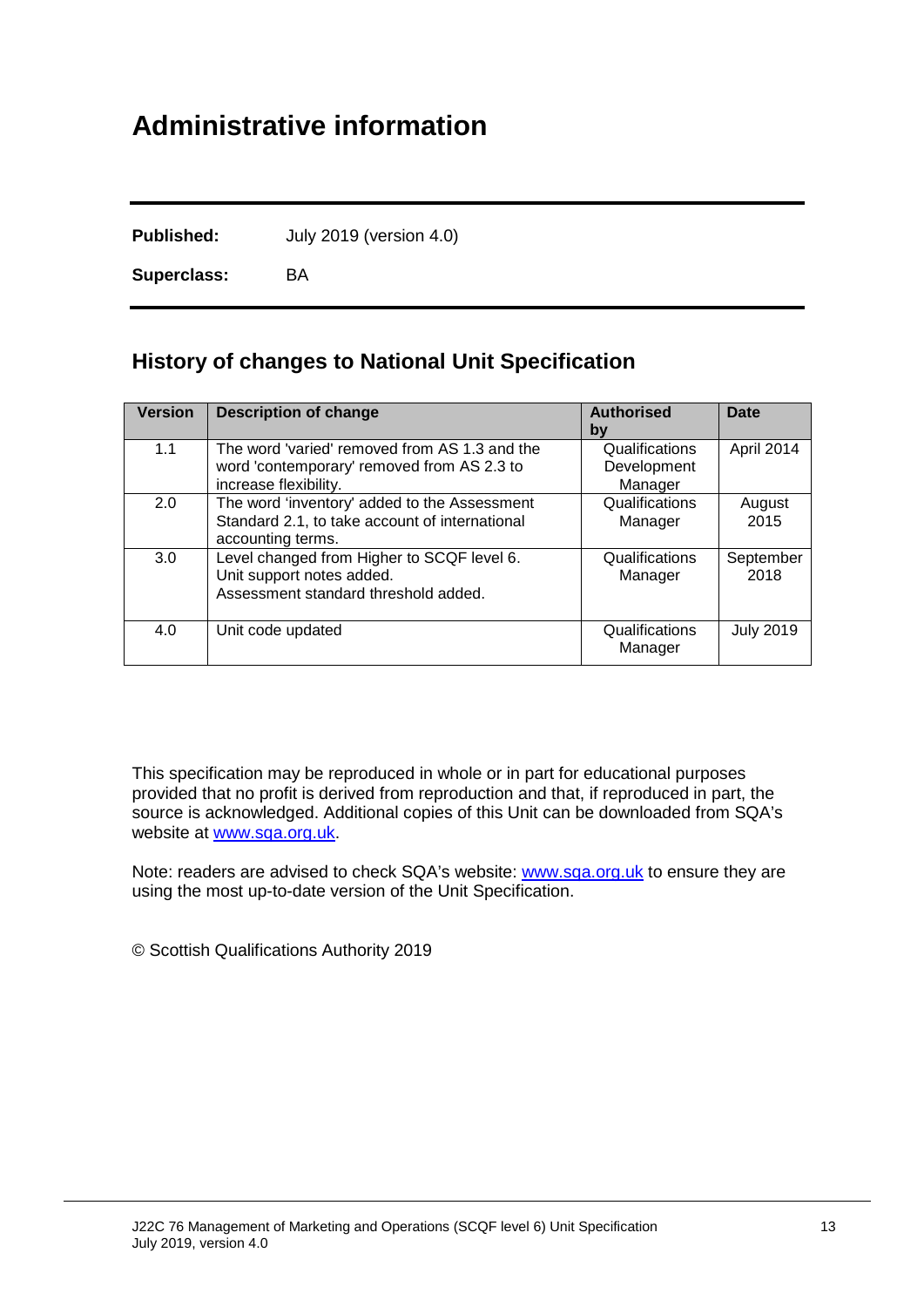# Administrative information

**Published:** July 2019 (version 4.0)

**Superclass:** BA

## History of changes to National Unit Specification

| Version | Description of change | Authorised by | Date |
|---|---|---|---|
| 1.1 | The word 'varied' removed from AS 1.3 and the word 'contemporary' removed from AS 2.3 to increase flexibility. | Qualifications Development Manager | April 2014 |
| 2.0 | The word 'inventory' added to the Assessment Standard 2.1, to take account of international accounting terms. | Qualifications Manager | August 2015 |
| 3.0 | Level changed from Higher to SCQF level 6. Unit support notes added. Assessment standard threshold added. | Qualifications Manager | September 2018 |
| 4.0 | Unit code updated | Qualifications Manager | July 2019 |

This specification may be reproduced in whole or in part for educational purposes provided that no profit is derived from reproduction and that, if reproduced in part, the source is acknowledged. Additional copies of this Unit can be downloaded from SQA's website at www.sqa.org.uk.

Note: readers are advised to check SQA's website: www.sqa.org.uk to ensure they are using the most up-to-date version of the Unit Specification.

© Scottish Qualifications Authority 2019